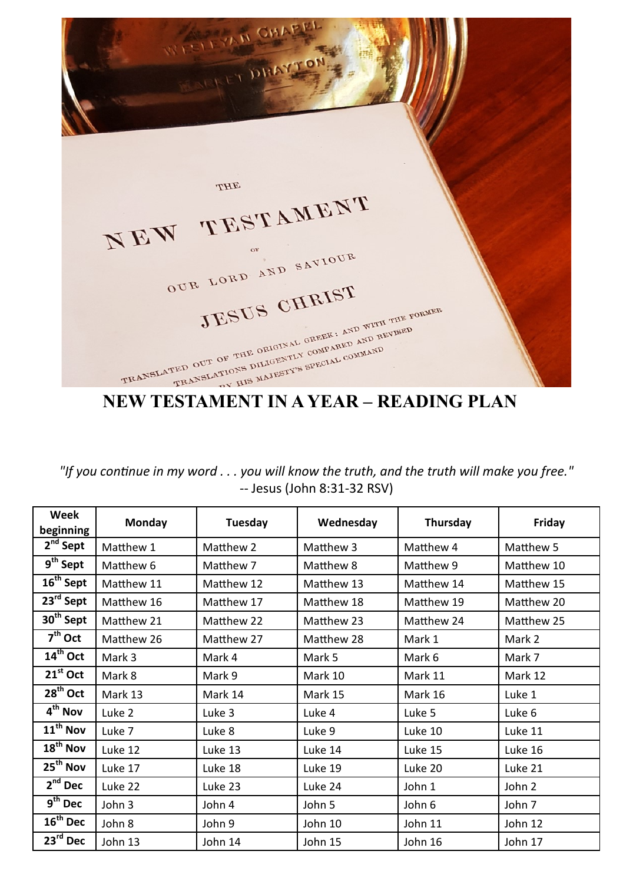# NEW TESTAMENT IN A YEAR – READING PLAN

*"If you continue in my word . . . you will know the truth, and the truth will make you free."*
-- Jesus (John 8:31-32 RSV)

| Week beginning | Monday | Tuesday | Wednesday | Thursday | Friday |
|---|---|---|---|---|---|
| 2nd Sept | Matthew 1 | Matthew 2 | Matthew 3 | Matthew 4 | Matthew 5 |
| 9th Sept | Matthew 6 | Matthew 7 | Matthew 8 | Matthew 9 | Matthew 10 |
| 16th Sept | Matthew 11 | Matthew 12 | Matthew 13 | Matthew 14 | Matthew 15 |
| 23rd Sept | Matthew 16 | Matthew 17 | Matthew 18 | Matthew 19 | Matthew 20 |
| 30th Sept | Matthew 21 | Matthew 22 | Matthew 23 | Matthew 24 | Matthew 25 |
| 7th Oct | Matthew 26 | Matthew 27 | Matthew 28 | Mark 1 | Mark 2 |
| 14th Oct | Mark 3 | Mark 4 | Mark 5 | Mark 6 | Mark 7 |
| 21st Oct | Mark 8 | Mark 9 | Mark 10 | Mark 11 | Mark 12 |
| 28th Oct | Mark 13 | Mark 14 | Mark 15 | Mark 16 | Luke 1 |
| 4th Nov | Luke 2 | Luke 3 | Luke 4 | Luke 5 | Luke 6 |
| 11th Nov | Luke 7 | Luke 8 | Luke 9 | Luke 10 | Luke 11 |
| 18th Nov | Luke 12 | Luke 13 | Luke 14 | Luke 15 | Luke 16 |
| 25th Nov | Luke 17 | Luke 18 | Luke 19 | Luke 20 | Luke 21 |
| 2nd Dec | Luke 22 | Luke 23 | Luke 24 | John 1 | John 2 |
| 9th Dec | John 3 | John 4 | John 5 | John 6 | John 7 |
| 16th Dec | John 8 | John 9 | John 10 | John 11 | John 12 |
| 23rd Dec | John 13 | John 14 | John 15 | John 16 | John 17 |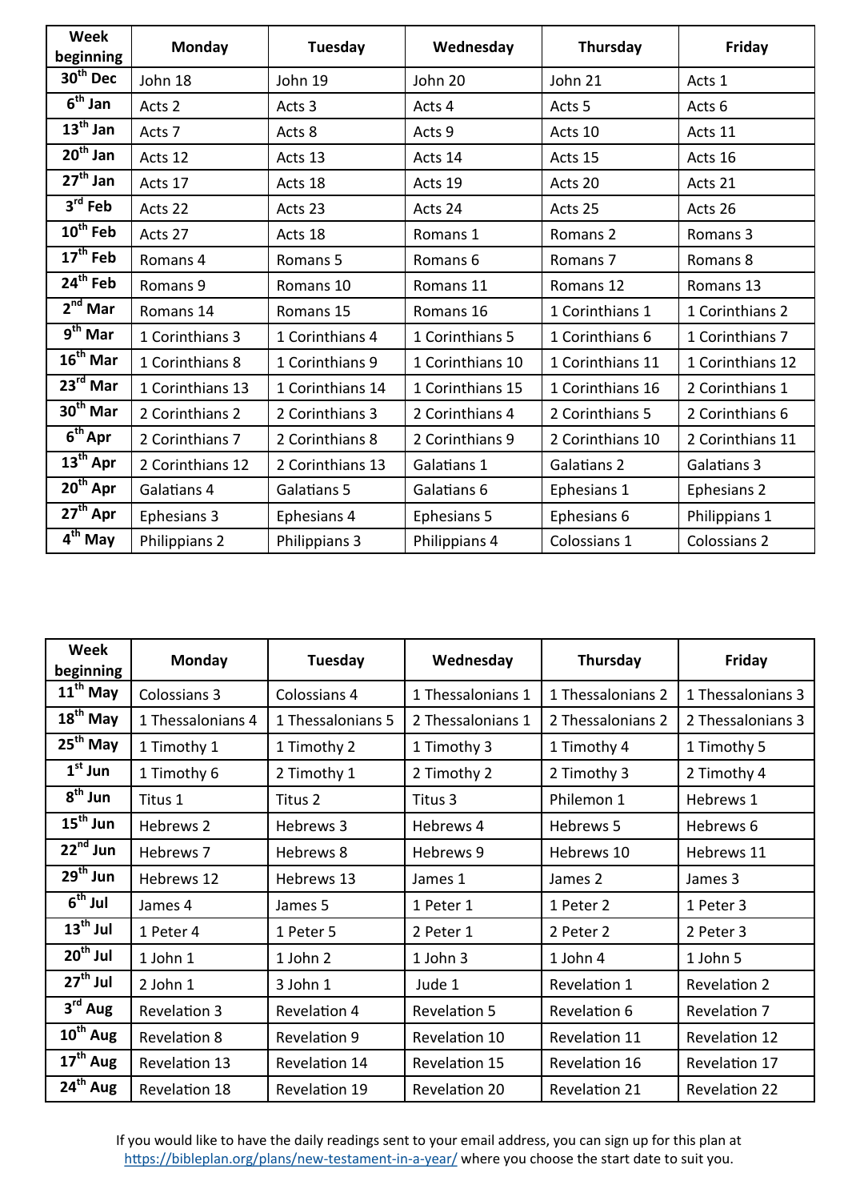| Week beginning | Monday | Tuesday | Wednesday | Thursday | Friday |
|---|---|---|---|---|---|
| 30th Dec | John 18 | John 19 | John 20 | John 21 | Acts 1 |
| 6th Jan | Acts 2 | Acts 3 | Acts 4 | Acts 5 | Acts 6 |
| 13th Jan | Acts 7 | Acts 8 | Acts 9 | Acts 10 | Acts 11 |
| 20th Jan | Acts 12 | Acts 13 | Acts 14 | Acts 15 | Acts 16 |
| 27th Jan | Acts 17 | Acts 18 | Acts 19 | Acts 20 | Acts 21 |
| 3rd Feb | Acts 22 | Acts 23 | Acts 24 | Acts 25 | Acts 26 |
| 10th Feb | Acts 27 | Acts 18 | Romans 1 | Romans 2 | Romans 3 |
| 17th Feb | Romans 4 | Romans 5 | Romans 6 | Romans 7 | Romans 8 |
| 24th Feb | Romans 9 | Romans 10 | Romans 11 | Romans 12 | Romans 13 |
| 2nd Mar | Romans 14 | Romans 15 | Romans 16 | 1 Corinthians 1 | 1 Corinthians 2 |
| 9th Mar | 1 Corinthians 3 | 1 Corinthians 4 | 1 Corinthians 5 | 1 Corinthians 6 | 1 Corinthians 7 |
| 16th Mar | 1 Corinthians 8 | 1 Corinthians 9 | 1 Corinthians 10 | 1 Corinthians 11 | 1 Corinthians 12 |
| 23rd Mar | 1 Corinthians 13 | 1 Corinthians 14 | 1 Corinthians 15 | 1 Corinthians 16 | 2 Corinthians 1 |
| 30th Mar | 2 Corinthians 2 | 2 Corinthians 3 | 2 Corinthians 4 | 2 Corinthians 5 | 2 Corinthians 6 |
| 6th Apr | 2 Corinthians 7 | 2 Corinthians 8 | 2 Corinthians 9 | 2 Corinthians 10 | 2 Corinthians 11 |
| 13th Apr | 2 Corinthians 12 | 2 Corinthians 13 | Galatians 1 | Galatians 2 | Galatians 3 |
| 20th Apr | Galatians 4 | Galatians 5 | Galatians 6 | Ephesians 1 | Ephesians 2 |
| 27th Apr | Ephesians 3 | Ephesians 4 | Ephesians 5 | Ephesians 6 | Philippians 1 |
| 4th May | Philippians 2 | Philippians 3 | Philippians 4 | Colossians 1 | Colossians 2 |

| Week beginning | Monday | Tuesday | Wednesday | Thursday | Friday |
|---|---|---|---|---|---|
| 11th May | Colossians 3 | Colossians 4 | 1 Thessalonians 1 | 1 Thessalonians 2 | 1 Thessalonians 3 |
| 18th May | 1 Thessalonians 4 | 1 Thessalonians 5 | 2 Thessalonians 1 | 2 Thessalonians 2 | 2 Thessalonians 3 |
| 25th May | 1 Timothy 1 | 1 Timothy 2 | 1 Timothy 3 | 1 Timothy 4 | 1 Timothy 5 |
| 1st Jun | 1 Timothy 6 | 2 Timothy 1 | 2 Timothy 2 | 2 Timothy 3 | 2 Timothy 4 |
| 8th Jun | Titus 1 | Titus 2 | Titus 3 | Philemon 1 | Hebrews 1 |
| 15th Jun | Hebrews 2 | Hebrews 3 | Hebrews 4 | Hebrews 5 | Hebrews 6 |
| 22nd Jun | Hebrews 7 | Hebrews 8 | Hebrews 9 | Hebrews 10 | Hebrews 11 |
| 29th Jun | Hebrews 12 | Hebrews 13 | James 1 | James 2 | James 3 |
| 6th Jul | James 4 | James 5 | 1 Peter 1 | 1 Peter 2 | 1 Peter 3 |
| 13th Jul | 1 Peter 4 | 1 Peter 5 | 2 Peter 1 | 2 Peter 2 | 2 Peter 3 |
| 20th Jul | 1 John 1 | 1 John 2 | 1 John 3 | 1 John 4 | 1 John 5 |
| 27th Jul | 2 John 1 | 3 John 1 | Jude 1 | Revelation 1 | Revelation 2 |
| 3rd Aug | Revelation 3 | Revelation 4 | Revelation 5 | Revelation 6 | Revelation 7 |
| 10th Aug | Revelation 8 | Revelation 9 | Revelation 10 | Revelation 11 | Revelation 12 |
| 17th Aug | Revelation 13 | Revelation 14 | Revelation 15 | Revelation 16 | Revelation 17 |
| 24th Aug | Revelation 18 | Revelation 19 | Revelation 20 | Revelation 21 | Revelation 22 |

If you would like to have the daily readings sent to your email address, you can sign up for this plan at https://bibleplan.org/plans/new-testament-in-a-year/ where you choose the start date to suit you.